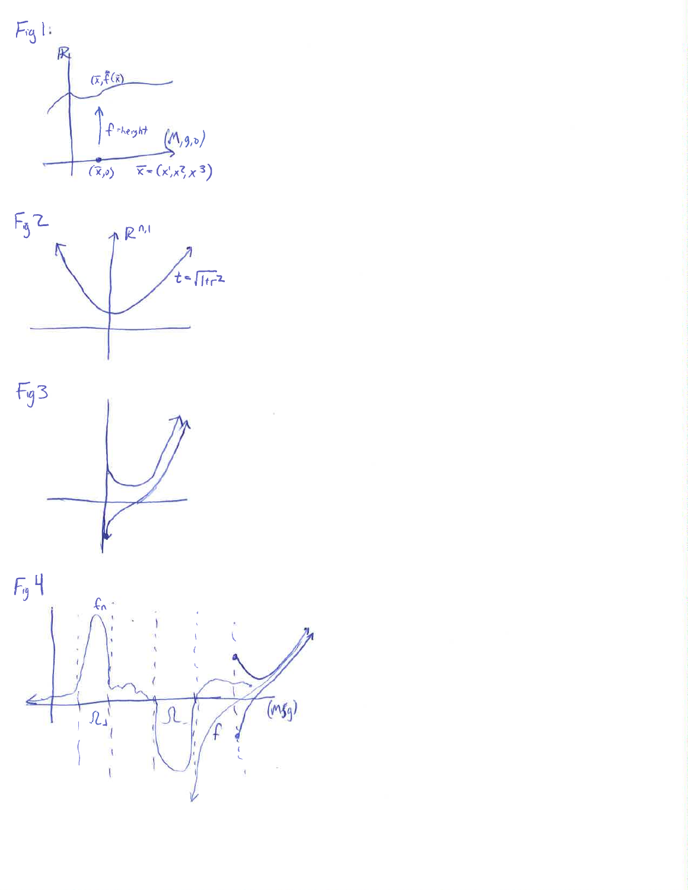Fig 1:

$\mathbb{R}$

$(\bar{x}, f(\bar{x}))$

$f$ = height

$(M, g, 0)$

$(\bar{x}, 0)$ $\bar{x} = (x^1, x^2, x^3)$

Fig 2

$\mathbb{R}^{n,1}$

$t = \sqrt{1+r^2}$

Fig 3

Fig 4

$f_n$

$\Omega_1$

$\Omega_-$

$f$

$(M, g)$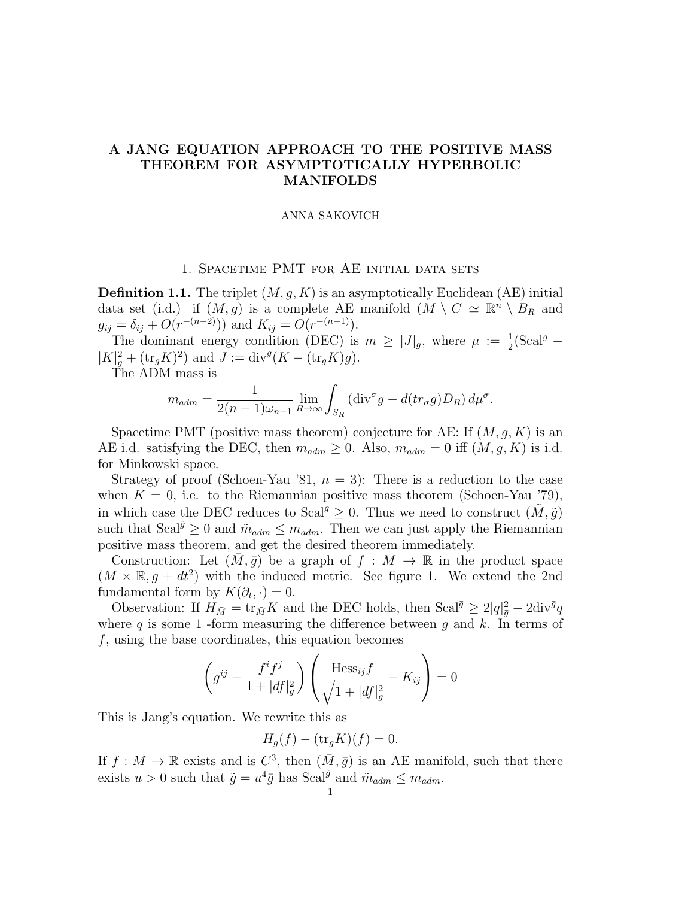# A JANG EQUATION APPROACH TO THE POSITIVE MASS THEOREM FOR ASYMPTOTICALLY HYPERBOLIC MANIFOLDS

ANNA SAKOVICH

## 1. Spacetime PMT for AE initial data sets

**Definition 1.1.** The triplet $(M, g, K)$ is an asymptotically Euclidean (AE) initial data set (i.d.) if $(M, g)$ is a complete AE manifold ($M \setminus C \simeq \mathbb{R}^n \setminus B_R$ and $g_{ij} = \delta_{ij} + O(r^{-(n-2)})$) and $K_{ij} = O(r^{-(n-1)})$.

The dominant energy condition (DEC) is $m \geq |J|_g$, where $\mu := \frac{1}{2}(\mathrm{Scal}^g - |K|_g^2 + (\mathrm{tr}_g K)^2)$ and $J := \mathrm{div}^g(K - (\mathrm{tr}_g K)g)$.

The ADM mass is

$$m_{adm} = \frac{1}{2(n-1)\omega_{n-1}} \lim_{R \to \infty} \int_{S_R} (\mathrm{div}^\sigma g - d(tr_\sigma g) D_R) \, d\mu^\sigma.$$

Spacetime PMT (positive mass theorem) conjecture for AE: If $(M, g, K)$ is an AE i.d. satisfying the DEC, then $m_{adm} \geq 0$. Also, $m_{adm} = 0$ iff $(M, g, K)$ is i.d. for Minkowski space.

Strategy of proof (Schoen-Yau '81, $n = 3$): There is a reduction to the case when $K = 0$, i.e. to the Riemannian positive mass theorem (Schoen-Yau '79), in which case the DEC reduces to $\mathrm{Scal}^g \geq 0$. Thus we need to construct $(\tilde{M}, \tilde{g})$ such that $\mathrm{Scal}^{\tilde{g}} \geq 0$ and $\tilde{m}_{adm} \leq m_{adm}$. Then we can just apply the Riemannian positive mass theorem, and get the desired theorem immediately.

Construction: Let $(\bar{M}, \bar{g})$ be a graph of $f : M \to \mathbb{R}$ in the product space $(M \times \mathbb{R}, g + dt^2)$ with the induced metric. See figure 1. We extend the 2nd fundamental form by $K(\partial_t, \cdot) = 0$.

Observation: If $H_{\bar{M}} = \mathrm{tr}_{\bar{M}} K$ and the DEC holds, then $\mathrm{Scal}^{\bar{g}} \geq 2|q|_{\bar{g}}^2 - 2\mathrm{div}^{\bar{g}} q$ where $q$ is some 1 -form measuring the difference between $g$ and $k$. In terms of $f$, using the base coordinates, this equation becomes

$$\left( g^{ij} - \frac{f^i f^j}{1 + |df|_g^2} \right) \left( \frac{\mathrm{Hess}_{ij} f}{\sqrt{1 + |df|_g^2}} - K_{ij} \right) = 0$$

This is Jang's equation. We rewrite this as

$$H_g(f) - (\mathrm{tr}_g K)(f) = 0.$$

If $f : M \to \mathbb{R}$ exists and is $C^3$, then $(\bar{M}, \bar{g})$ is an AE manifold, such that there exists $u > 0$ such that $\tilde{g} = u^4 \bar{g}$ has $\mathrm{Scal}^{\tilde{g}}$ and $\tilde{m}_{adm} \leq m_{adm}$.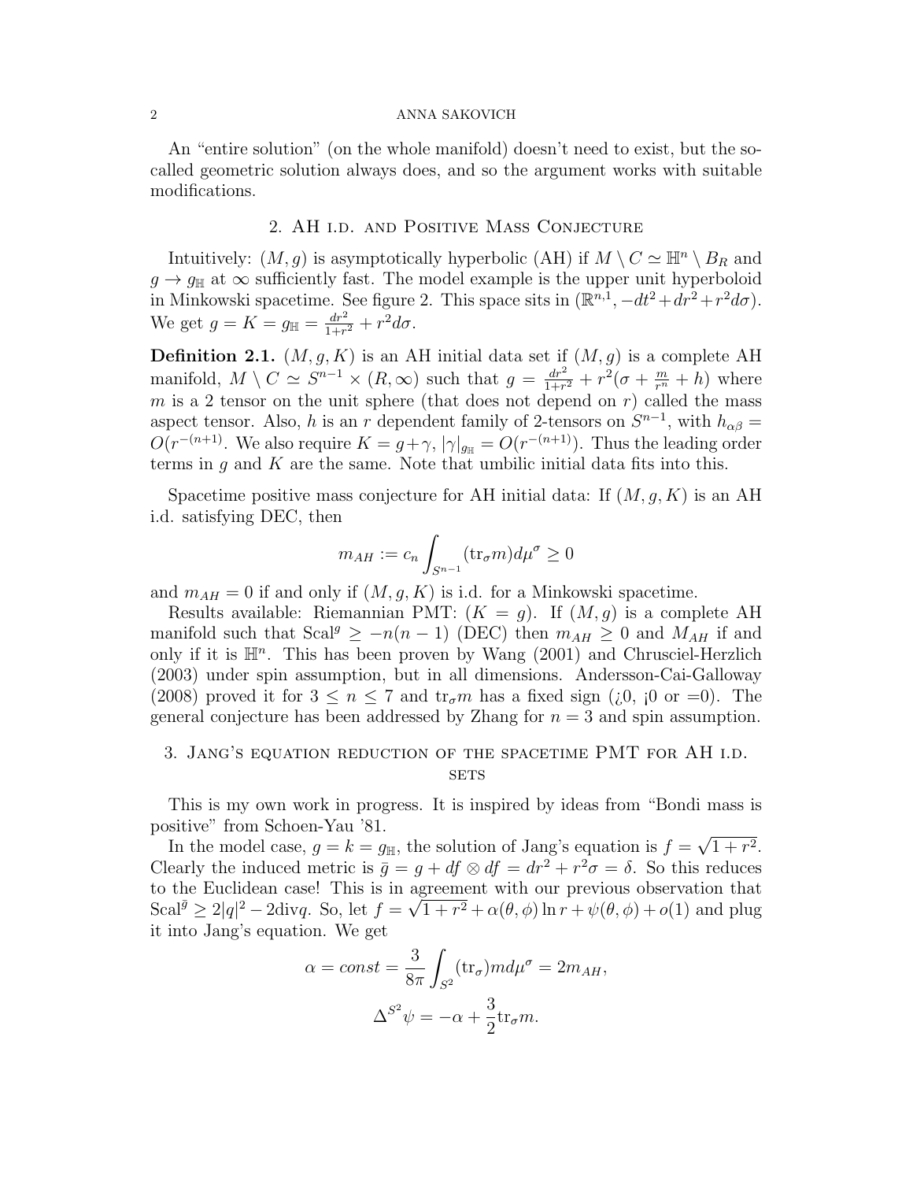An "entire solution" (on the whole manifold) doesn't need to exist, but the so-called geometric solution always does, and so the argument works with suitable modifications.

## 2. AH i.d. and Positive Mass Conjecture

Intuitively: $(M, g)$ is asymptotically hyperbolic (AH) if $M \setminus C \simeq \mathbb{H}^n \setminus B_R$ and $g \to g_{\mathbb{H}}$ at $\infty$ sufficiently fast. The model example is the upper unit hyperboloid in Minkowski spacetime. See figure 2. This space sits in $(\mathbb{R}^{n,1}, -dt^2 + dr^2 + r^2 d\sigma)$. We get $g = K = g_{\mathbb{H}} = \frac{dr^2}{1+r^2} + r^2 d\sigma$.

**Definition 2.1.** $(M, g, K)$ is an AH initial data set if $(M, g)$ is a complete AH manifold, $M \setminus C \simeq S^{n-1} \times (R, \infty)$ such that $g = \frac{dr^2}{1+r^2} + r^2(\sigma + \frac{m}{r^n} + h)$ where $m$ is a 2 tensor on the unit sphere (that does not depend on $r$) called the mass aspect tensor. Also, $h$ is an $r$ dependent family of 2-tensors on $S^{n-1}$, with $h_{\alpha\beta} = O(r^{-(n+1)}$. We also require $K = g + \gamma$, $|\gamma|_{g_{\mathbb{H}}} = O(r^{-(n+1)})$. Thus the leading order terms in $g$ and $K$ are the same. Note that umbilic initial data fits into this.

Spacetime positive mass conjecture for AH initial data: If $(M, g, K)$ is an AH i.d. satisfying DEC, then

$$m_{AH} := c_n \int_{S^{n-1}} (\mathrm{tr}_\sigma m) d\mu^\sigma \geq 0$$

and $m_{AH} = 0$ if and only if $(M, g, K)$ is i.d. for a Minkowski spacetime.

Results available: Riemannian PMT: $(K = g)$. If $(M, g)$ is a complete AH manifold such that $\mathrm{Scal}^g \geq -n(n-1)$ (DEC) then $m_{AH} \geq 0$ and $M_{AH}$ if and only if it is $\mathbb{H}^n$. This has been proven by Wang (2001) and Chrusciel-Herzlich (2003) under spin assumption, but in all dimensions. Andersson-Cai-Galloway (2008) proved it for $3 \leq n \leq 7$ and $\mathrm{tr}_\sigma m$ has a fixed sign (¿0, ¡0 or =0). The general conjecture has been addressed by Zhang for $n = 3$ and spin assumption.

## 3. Jang's equation reduction of the spacetime PMT for AH i.d. sets

This is my own work in progress. It is inspired by ideas from "Bondi mass is positive" from Schoen-Yau '81.

In the model case, $g = k = g_{\mathbb{H}}$, the solution of Jang's equation is $f = \sqrt{1 + r^2}$. Clearly the induced metric is $\bar{g} = g + df \otimes df = dr^2 + r^2\sigma = \delta$. So this reduces to the Euclidean case! This is in agreement with our previous observation that $\mathrm{Scal}^{\bar{g}} \geq 2|q|^2 - 2\mathrm{div} q$. So, let $f = \sqrt{1 + r^2} + \alpha(\theta, \phi) \ln r + \psi(\theta, \phi) + o(1)$ and plug it into Jang's equation. We get

$$\alpha = const = \frac{3}{8\pi} \int_{S^2} (\mathrm{tr}_\sigma) m d\mu^\sigma = 2m_{AH},$$

$$\Delta^{S^2} \psi = -\alpha + \frac{3}{2} \mathrm{tr}_\sigma m.$$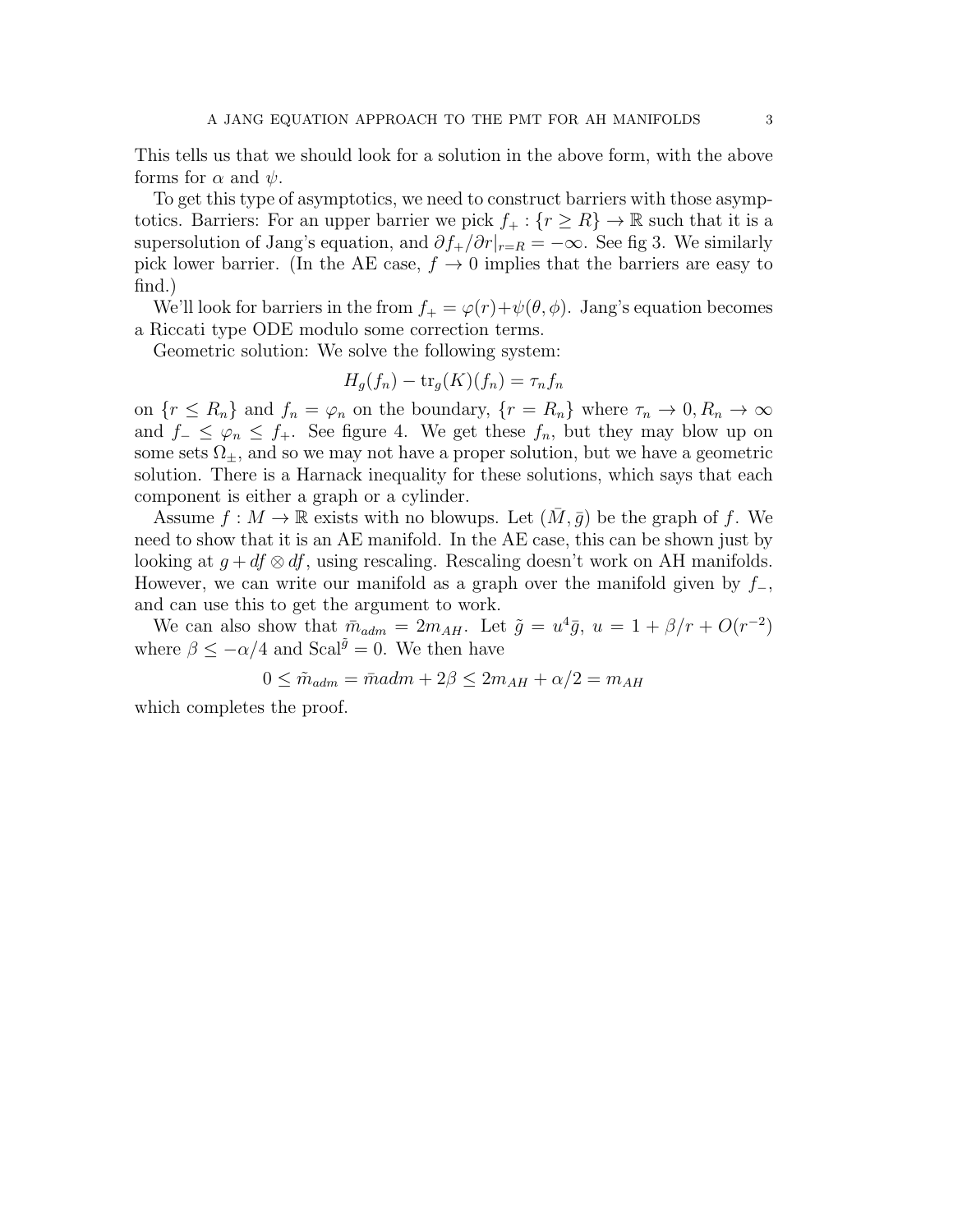This tells us that we should look for a solution in the above form, with the above forms for $\alpha$ and $\psi$.

To get this type of asymptotics, we need to construct barriers with those asymptotics. Barriers: For an upper barrier we pick $f_+ : \{r \geq R\} \to \mathbb{R}$ such that it is a supersolution of Jang's equation, and $\partial f_+/\partial r|_{r=R} = -\infty$. See fig 3. We similarly pick lower barrier. (In the AE case, $f \to 0$ implies that the barriers are easy to find.)

We'll look for barriers in the from $f_+ = \varphi(r) + \psi(\theta, \phi)$. Jang's equation becomes a Riccati type ODE modulo some correction terms.

Geometric solution: We solve the following system:

$$H_g(f_n) - \mathrm{tr}_g(K)(f_n) = \tau_n f_n$$

on $\{r \leq R_n\}$ and $f_n = \varphi_n$ on the boundary, $\{r = R_n\}$ where $\tau_n \to 0, R_n \to \infty$ and $f_- \leq \varphi_n \leq f_+$. See figure 4. We get these $f_n$, but they may blow up on some sets $\Omega_\pm$, and so we may not have a proper solution, but we have a geometric solution. There is a Harnack inequality for these solutions, which says that each component is either a graph or a cylinder.

Assume $f : M \to \mathbb{R}$ exists with no blowups. Let $(\bar{M}, \bar{g})$ be the graph of $f$. We need to show that it is an AE manifold. In the AE case, this can be shown just by looking at $g + df \otimes df$, using rescaling. Rescaling doesn't work on AH manifolds. However, we can write our manifold as a graph over the manifold given by $f_-$, and can use this to get the argument to work.

We can also show that $\bar{m}_{adm} = 2m_{AH}$. Let $\tilde{g} = u^4 \bar{g}$, $u = 1 + \beta/r + O(r^{-2})$ where $\beta \leq -\alpha/4$ and $\mathrm{Scal}^{\tilde{g}} = 0$. We then have

$$0 \leq \tilde{m}_{adm} = \bar{m}adm + 2\beta \leq 2m_{AH} + \alpha/2 = m_{AH}$$

which completes the proof.